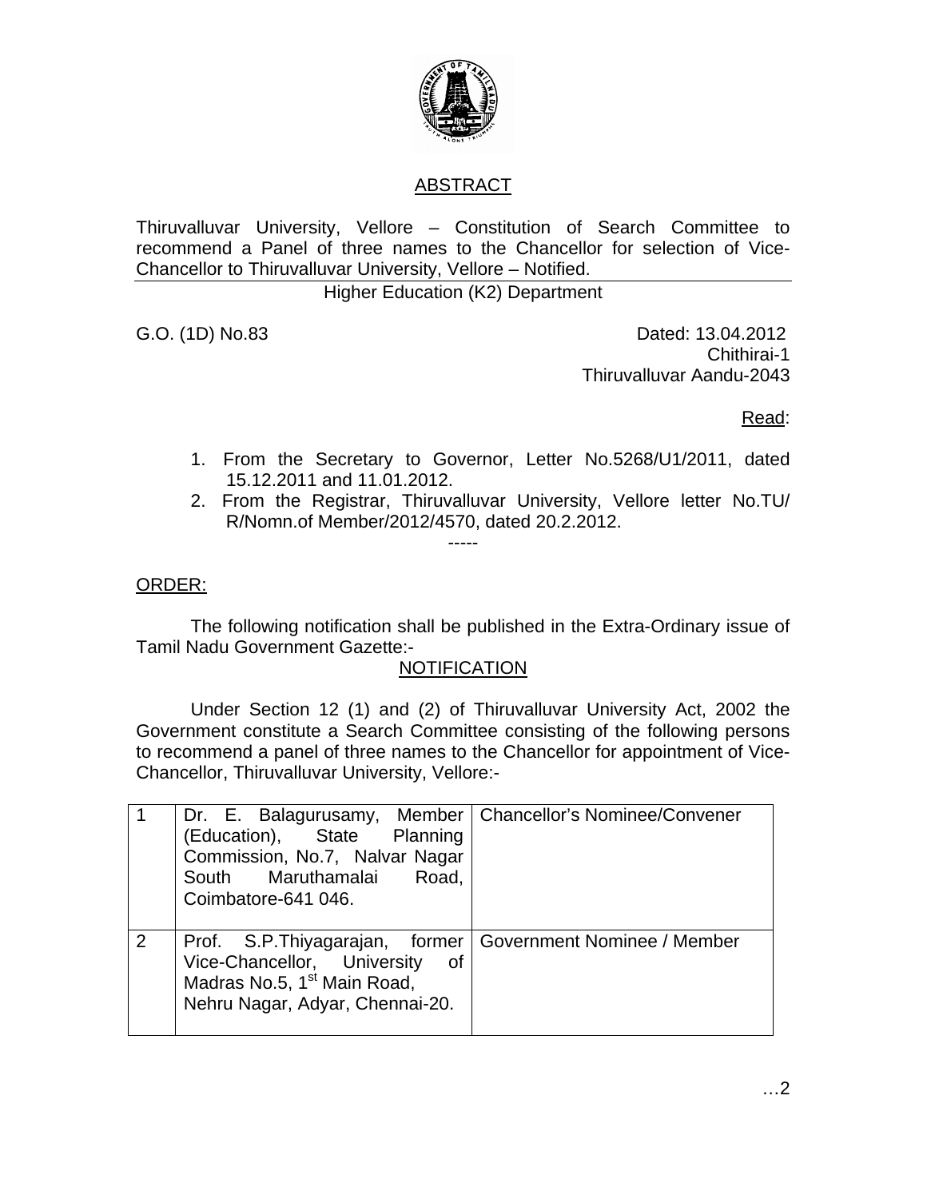## ABSTRACT

Thiruvalluvar University, Vellore – Constitution of Search Committee to recommend a Panel of three names to the Chancellor for selection of Vice-Chancellor to Thiruvalluvar University, Vellore – Notified.

Higher Education (K2) Department

G.O. (1D) No.83

Dated: 13.04.2012
Chithirai-1
Thiruvalluvar Aandu-2043

Read:

1. From the Secretary to Governor, Letter No.5268/U1/2011, dated 15.12.2011 and 11.01.2012.
2. From the Registrar, Thiruvalluvar University, Vellore letter No.TU/R/Nomn.of Member/2012/4570, dated 20.2.2012.

-----

ORDER:

The following notification shall be published in the Extra-Ordinary issue of Tamil Nadu Government Gazette:-

NOTIFICATION

Under Section 12 (1) and (2) of Thiruvalluvar University Act, 2002 the Government constitute a Search Committee consisting of the following persons to recommend a panel of three names to the Chancellor for appointment of Vice-Chancellor, Thiruvalluvar University, Vellore:-

| | | |
|---|---|---|
| 1 | Dr. E. Balagurusamy, Member (Education), State Planning Commission, No.7, Nalvar Nagar South Maruthamalai Road, Coimbatore-641 046. | Chancellor's Nominee/Convener |
| 2 | Prof. S.P.Thiyagarajan, former Vice-Chancellor, University of Madras No.5, 1st Main Road, Nehru Nagar, Adyar, Chennai-20. | Government Nominee / Member |

…2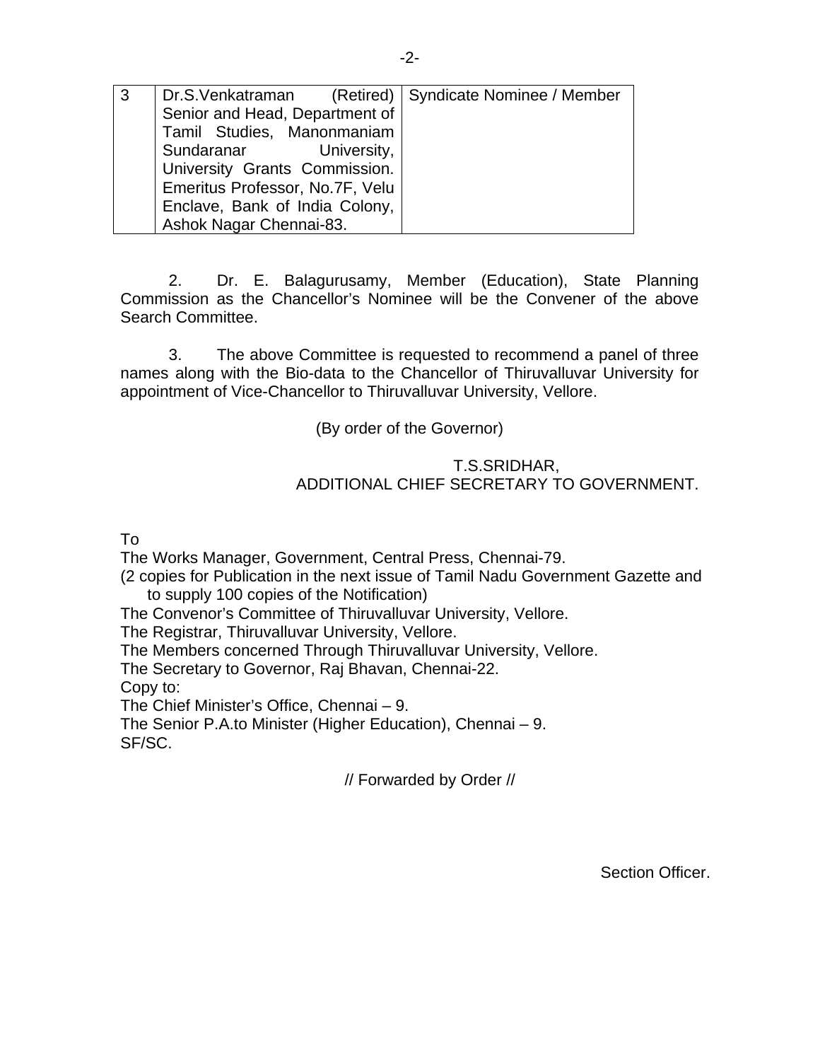| | | |
|---|---|---|
| 3 | Dr.S.Venkatraman (Retired) Senior and Head, Department of Tamil Studies, Manonmaniam Sundaranar University, University Grants Commission. Emeritus Professor, No.7F, Velu Enclave, Bank of India Colony, Ashok Nagar Chennai-83. | Syndicate Nominee / Member |

2. Dr. E. Balagurusamy, Member (Education), State Planning Commission as the Chancellor's Nominee will be the Convener of the above Search Committee.

3. The above Committee is requested to recommend a panel of three names along with the Bio-data to the Chancellor of Thiruvalluvar University for appointment of Vice-Chancellor to Thiruvalluvar University, Vellore.

(By order of the Governor)

T.S.SRIDHAR,
ADDITIONAL CHIEF SECRETARY TO GOVERNMENT.

To
The Works Manager, Government, Central Press, Chennai-79.
(2 copies for Publication in the next issue of Tamil Nadu Government Gazette and to supply 100 copies of the Notification)
The Convenor's Committee of Thiruvalluvar University, Vellore.
The Registrar, Thiruvalluvar University, Vellore.
The Members concerned Through Thiruvalluvar University, Vellore.
The Secretary to Governor, Raj Bhavan, Chennai-22.
Copy to:
The Chief Minister's Office, Chennai – 9.
The Senior P.A.to Minister (Higher Education), Chennai – 9.
SF/SC.

// Forwarded by Order //

Section Officer.